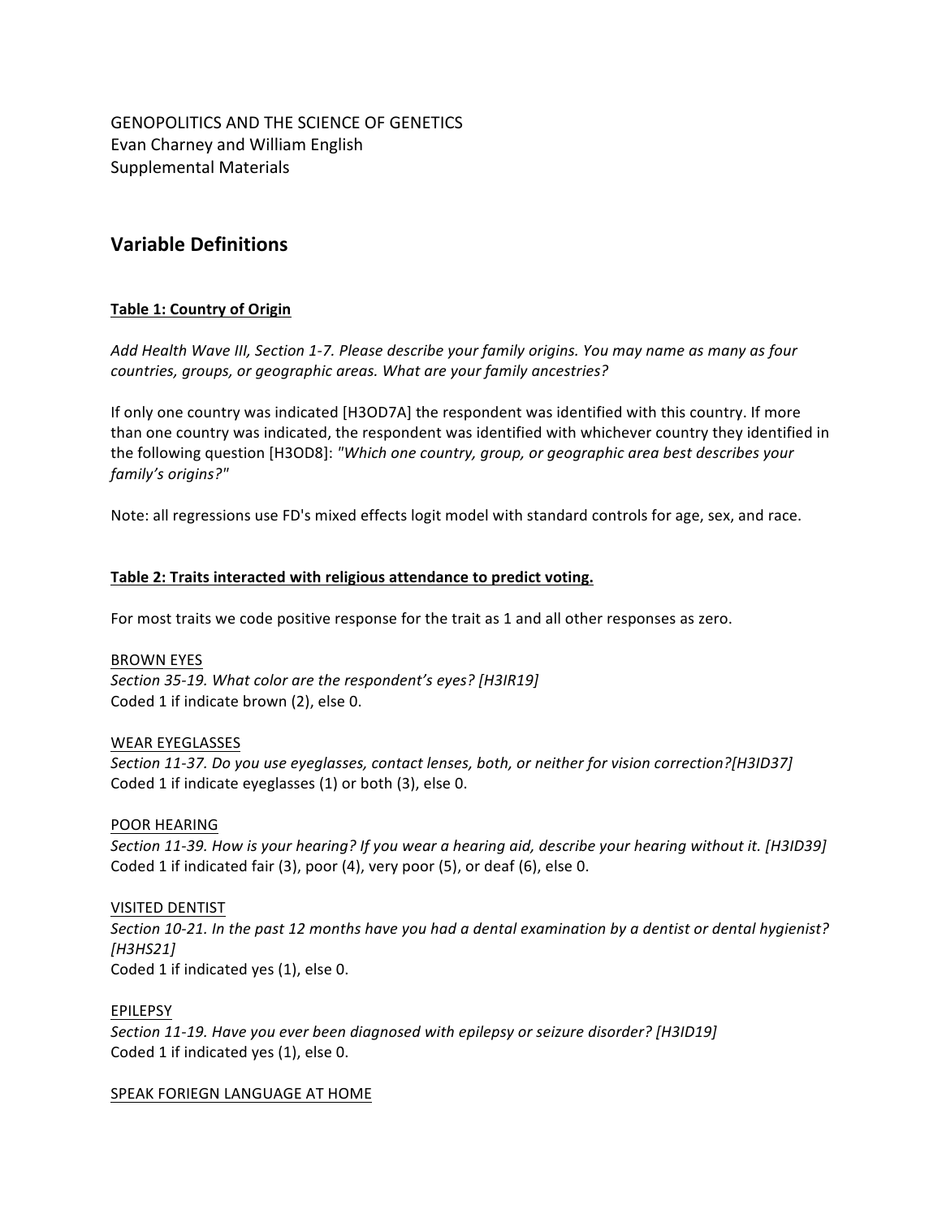GENOPOLITICS AND THE SCIENCE OF GENETICS
Evan Charney and William English
Supplemental Materials

## Variable Definitions

**Table 1: Country of Origin**

*Add Health Wave III, Section 1-7. Please describe your family origins. You may name as many as four countries, groups, or geographic areas. What are your family ancestries?*

If only one country was indicated [H3OD7A] the respondent was identified with this country. If more than one country was indicated, the respondent was identified with whichever country they identified in the following question [H3OD8]: *"Which one country, group, or geographic area best describes your family's origins?"*

Note: all regressions use FD's mixed effects logit model with standard controls for age, sex, and race.

**Table 2: Traits interacted with religious attendance to predict voting.**

For most traits we code positive response for the trait as 1 and all other responses as zero.

BROWN EYES
*Section 35-19. What color are the respondent's eyes? [H3IR19]*
Coded 1 if indicate brown (2), else 0.

WEAR EYEGLASSES
*Section 11-37. Do you use eyeglasses, contact lenses, both, or neither for vision correction?[H3ID37]*
Coded 1 if indicate eyeglasses (1) or both (3), else 0.

POOR HEARING
*Section 11-39. How is your hearing? If you wear a hearing aid, describe your hearing without it. [H3ID39]*
Coded 1 if indicated fair (3), poor (4), very poor (5), or deaf (6), else 0.

VISITED DENTIST
*Section 10-21. In the past 12 months have you had a dental examination by a dentist or dental hygienist? [H3HS21]*
Coded 1 if indicated yes (1), else 0.

EPILEPSY
*Section 11-19. Have you ever been diagnosed with epilepsy or seizure disorder? [H3ID19]*
Coded 1 if indicated yes (1), else 0.

SPEAK FORIEGN LANGUAGE AT HOME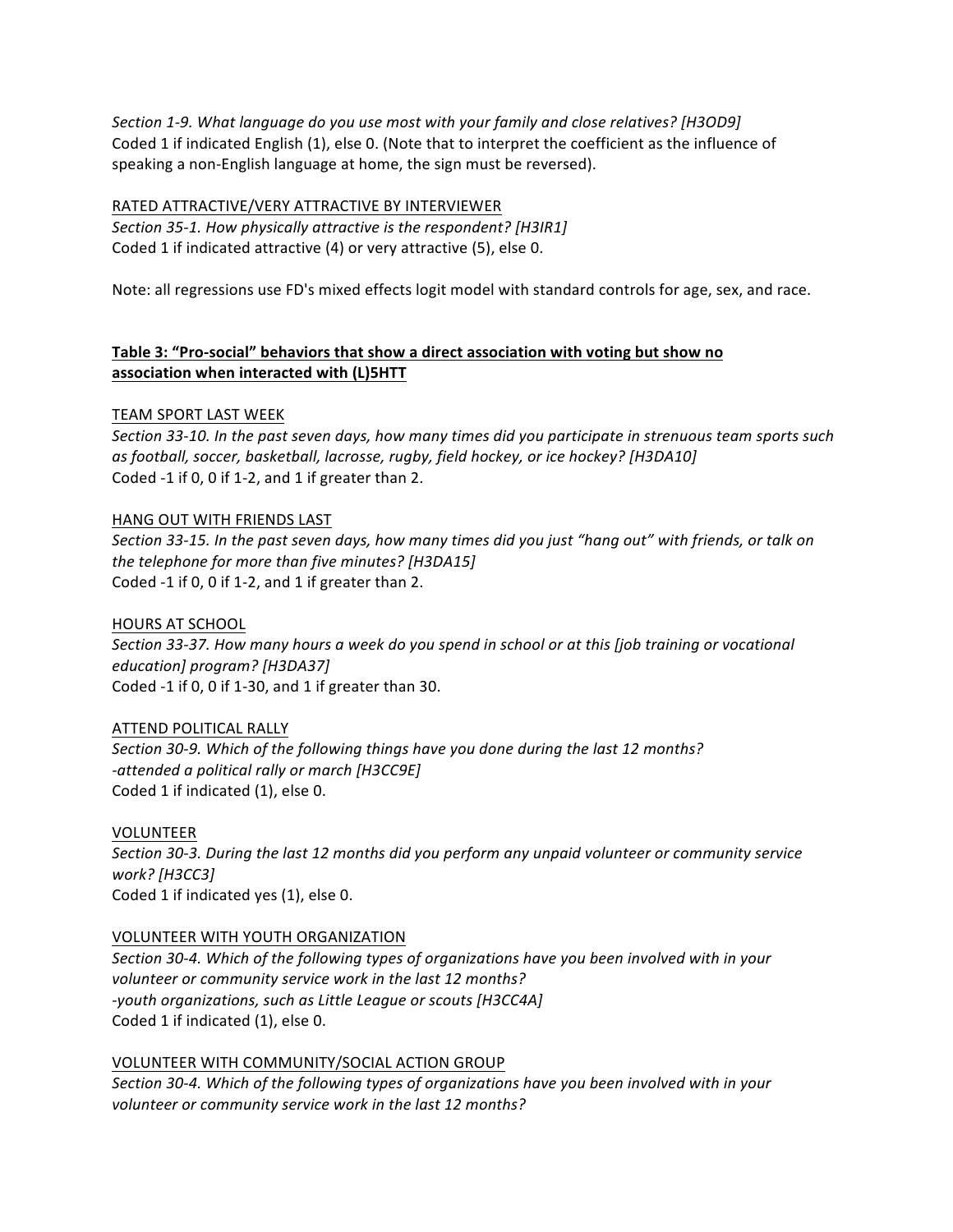*Section 1-9. What language do you use most with your family and close relatives? [H3OD9]*
Coded 1 if indicated English (1), else 0. (Note that to interpret the coefficient as the influence of speaking a non-English language at home, the sign must be reversed).

<u>RATED ATTRACTIVE/VERY ATTRACTIVE BY INTERVIEWER</u>
*Section 35-1. How physically attractive is the respondent? [H3IR1]*
Coded 1 if indicated attractive (4) or very attractive (5), else 0.

Note: all regressions use FD's mixed effects logit model with standard controls for age, sex, and race.

## Table 3: "Pro-social" behaviors that show a direct association with voting but show no association when interacted with (L)5HTT

<u>TEAM SPORT LAST WEEK</u>
*Section 33-10. In the past seven days, how many times did you participate in strenuous team sports such as football, soccer, basketball, lacrosse, rugby, field hockey, or ice hockey? [H3DA10]*
Coded -1 if 0, 0 if 1-2, and 1 if greater than 2.

<u>HANG OUT WITH FRIENDS LAST</u>
*Section 33-15. In the past seven days, how many times did you just "hang out" with friends, or talk on the telephone for more than five minutes? [H3DA15]*
Coded -1 if 0, 0 if 1-2, and 1 if greater than 2.

<u>HOURS AT SCHOOL</u>
*Section 33-37. How many hours a week do you spend in school or at this [job training or vocational education] program? [H3DA37]*
Coded -1 if 0, 0 if 1-30, and 1 if greater than 30.

<u>ATTEND POLITICAL RALLY</u>
*Section 30-9. Which of the following things have you done during the last 12 months?*
*-attended a political rally or march [H3CC9E]*
Coded 1 if indicated (1), else 0.

<u>VOLUNTEER</u>
*Section 30-3. During the last 12 months did you perform any unpaid volunteer or community service work? [H3CC3]*
Coded 1 if indicated yes (1), else 0.

<u>VOLUNTEER WITH YOUTH ORGANIZATION</u>
*Section 30-4. Which of the following types of organizations have you been involved with in your volunteer or community service work in the last 12 months?*
*-youth organizations, such as Little League or scouts [H3CC4A]*
Coded 1 if indicated (1), else 0.

<u>VOLUNTEER WITH COMMUNITY/SOCIAL ACTION GROUP</u>
*Section 30-4. Which of the following types of organizations have you been involved with in your volunteer or community service work in the last 12 months?*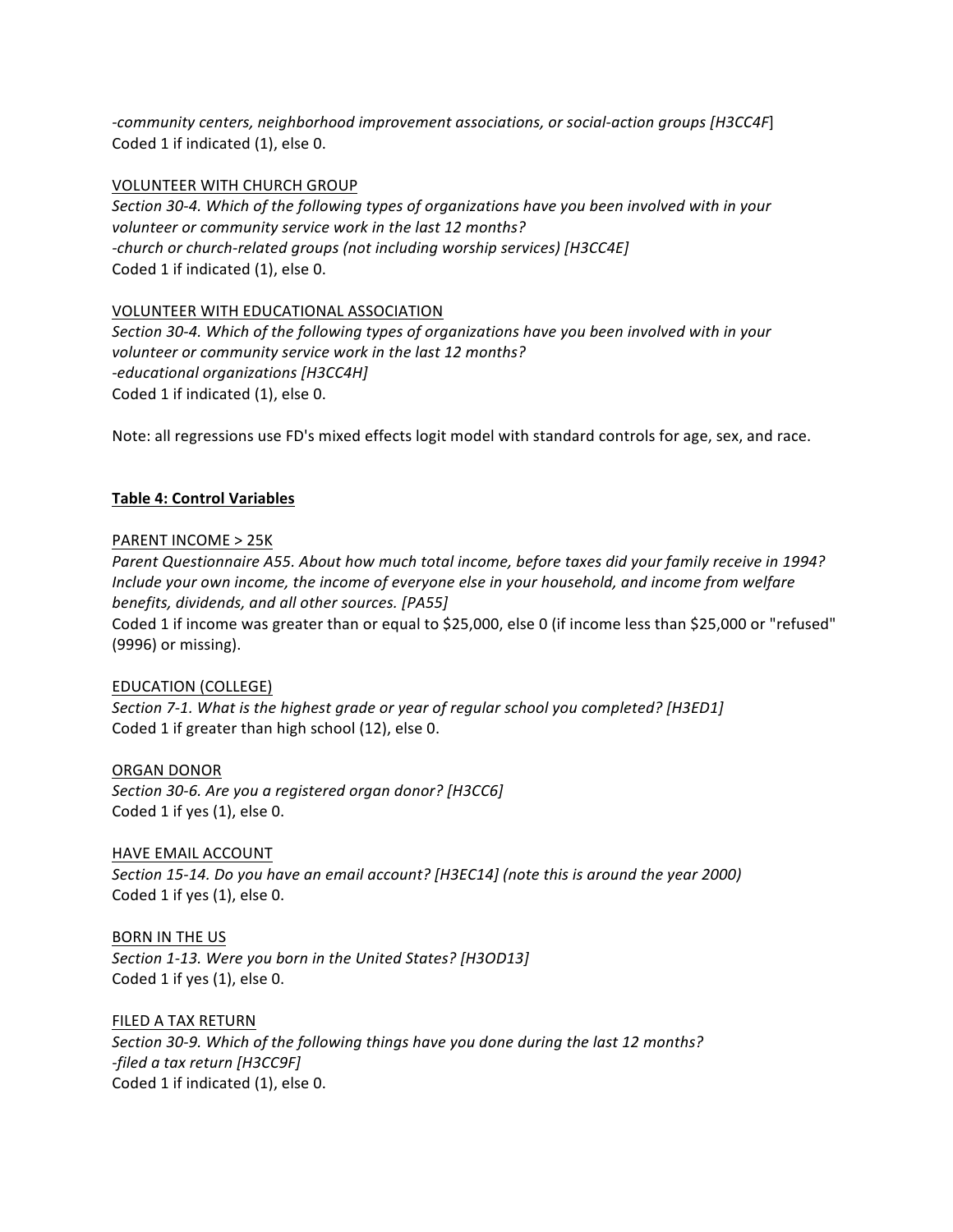*-community centers, neighborhood improvement associations, or social-action groups [H3CC4F*]
Coded 1 if indicated (1), else 0.

<u>VOLUNTEER WITH CHURCH GROUP</u>
*Section 30-4. Which of the following types of organizations have you been involved with in your volunteer or community service work in the last 12 months?*
*-church or church-related groups (not including worship services) [H3CC4E]*
Coded 1 if indicated (1), else 0.

<u>VOLUNTEER WITH EDUCATIONAL ASSOCIATION</u>
*Section 30-4. Which of the following types of organizations have you been involved with in your volunteer or community service work in the last 12 months?*
*-educational organizations [H3CC4H]*
Coded 1 if indicated (1), else 0.

Note: all regressions use FD's mixed effects logit model with standard controls for age, sex, and race.

**<u>Table 4: Control Variables</u>**

<u>PARENT INCOME > 25K</u>
*Parent Questionnaire A55. About how much total income, before taxes did your family receive in 1994? Include your own income, the income of everyone else in your household, and income from welfare benefits, dividends, and all other sources. [PA55]*
Coded 1 if income was greater than or equal to $25,000, else 0 (if income less than $25,000 or "refused" (9996) or missing).

<u>EDUCATION (COLLEGE)</u>
*Section 7-1. What is the highest grade or year of regular school you completed? [H3ED1]*
Coded 1 if greater than high school (12), else 0.

<u>ORGAN DONOR</u>
*Section 30-6. Are you a registered organ donor? [H3CC6]*
Coded 1 if yes (1), else 0.

<u>HAVE EMAIL ACCOUNT</u>
*Section 15-14. Do you have an email account? [H3EC14] (note this is around the year 2000)*
Coded 1 if yes (1), else 0.

<u>BORN IN THE US</u>
*Section 1-13. Were you born in the United States? [H3OD13]*
Coded 1 if yes (1), else 0.

<u>FILED A TAX RETURN</u>
*Section 30-9. Which of the following things have you done during the last 12 months?*
*-filed a tax return [H3CC9F]*
Coded 1 if indicated (1), else 0.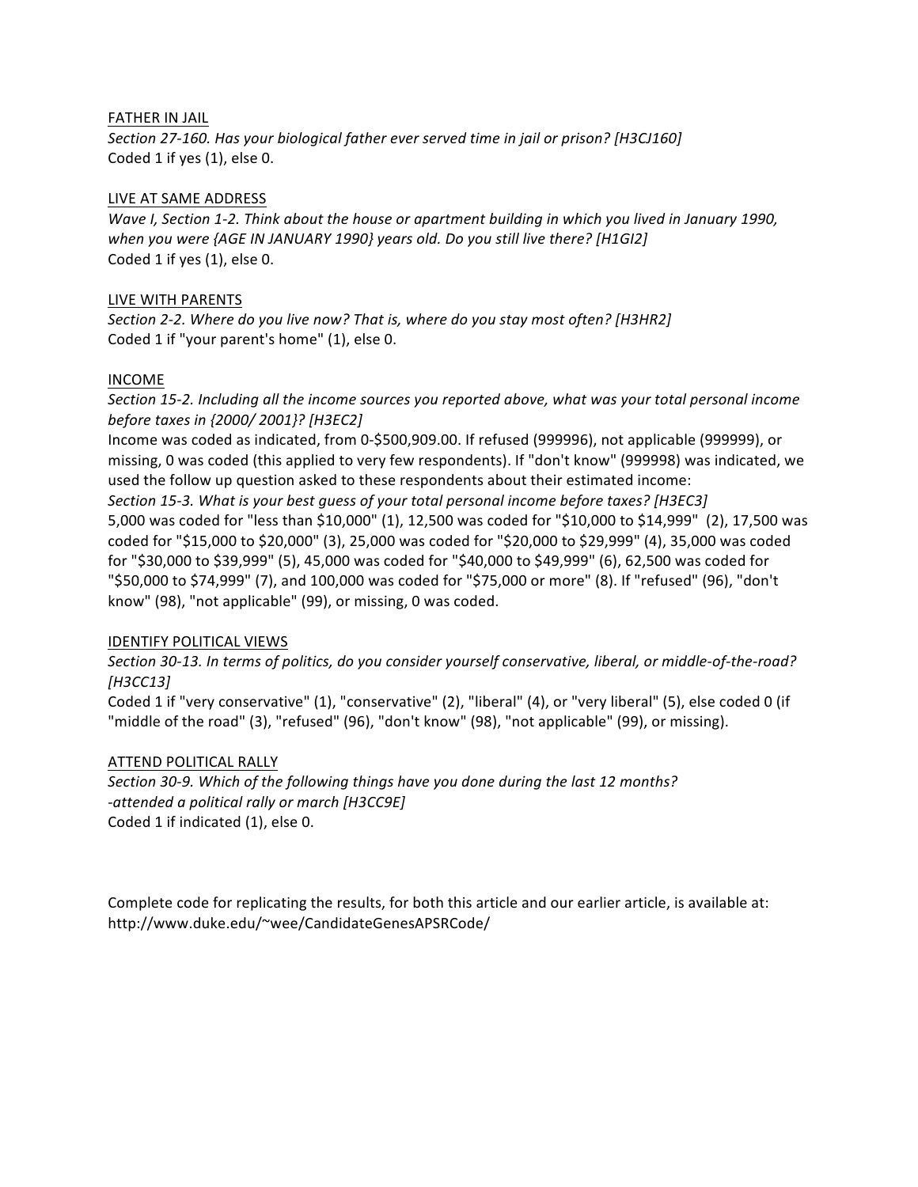FATHER IN JAIL

*Section 27-160. Has your biological father ever served time in jail or prison? [H3CJ160]*
Coded 1 if yes (1), else 0.

LIVE AT SAME ADDRESS

*Wave I, Section 1-2. Think about the house or apartment building in which you lived in January 1990, when you were {AGE IN JANUARY 1990} years old. Do you still live there? [H1GI2]*
Coded 1 if yes (1), else 0.

LIVE WITH PARENTS

*Section 2-2. Where do you live now? That is, where do you stay most often? [H3HR2]*
Coded 1 if "your parent's home" (1), else 0.

INCOME

*Section 15-2. Including all the income sources you reported above, what was your total personal income before taxes in {2000/ 2001}? [H3EC2]*
Income was coded as indicated, from 0-$500,909.00. If refused (999996), not applicable (999999), or missing, 0 was coded (this applied to very few respondents). If "don't know" (999998) was indicated, we used the follow up question asked to these respondents about their estimated income:
*Section 15-3. What is your best guess of your total personal income before taxes? [H3EC3]*
5,000 was coded for "less than $10,000" (1), 12,500 was coded for "$10,000 to $14,999" (2), 17,500 was coded for "$15,000 to $20,000" (3), 25,000 was coded for "$20,000 to $29,999" (4), 35,000 was coded for "$30,000 to $39,999" (5), 45,000 was coded for "$40,000 to $49,999" (6), 62,500 was coded for "$50,000 to $74,999" (7), and 100,000 was coded for "$75,000 or more" (8). If "refused" (96), "don't know" (98), "not applicable" (99), or missing, 0 was coded.

IDENTIFY POLITICAL VIEWS

*Section 30-13. In terms of politics, do you consider yourself conservative, liberal, or middle-of-the-road? [H3CC13]*
Coded 1 if "very conservative" (1), "conservative" (2), "liberal" (4), or "very liberal" (5), else coded 0 (if "middle of the road" (3), "refused" (96), "don't know" (98), "not applicable" (99), or missing).

ATTEND POLITICAL RALLY

*Section 30-9. Which of the following things have you done during the last 12 months?*
*-attended a political rally or march [H3CC9E]*
Coded 1 if indicated (1), else 0.

Complete code for replicating the results, for both this article and our earlier article, is available at: http://www.duke.edu/~wee/CandidateGenesAPSRCode/